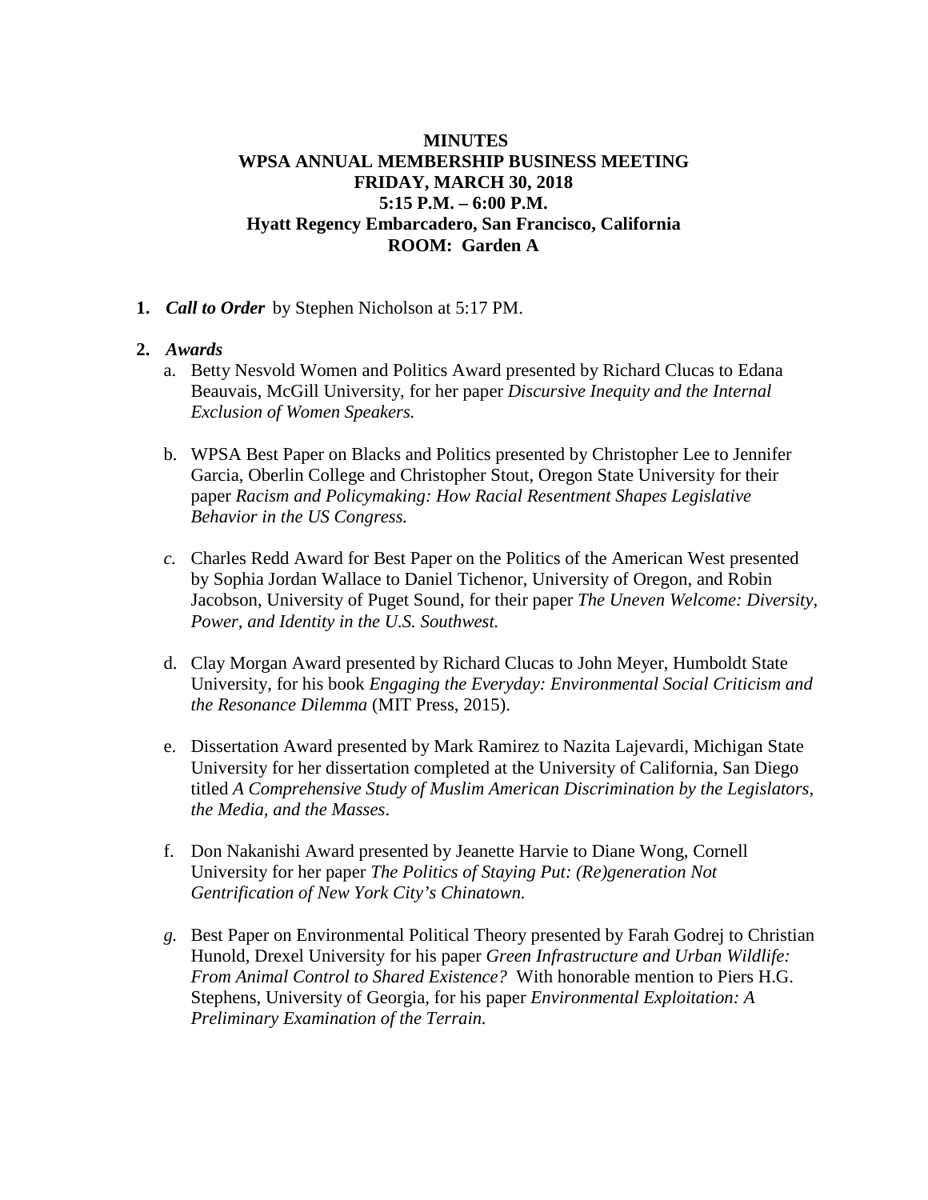**MINUTES**
**WPSA ANNUAL MEMBERSHIP BUSINESS MEETING**
**FRIDAY, MARCH 30, 2018**
**5:15 P.M. – 6:00 P.M.**
**Hyatt Regency Embarcadero, San Francisco, California**
**ROOM: Garden A**

1. ***Call to Order*** by Stephen Nicholson at 5:17 PM.

2. ***Awards***
   a. Betty Nesvold Women and Politics Award presented by Richard Clucas to Edana Beauvais, McGill University, for her paper *Discursive Inequity and the Internal Exclusion of Women Speakers.*

   b. WPSA Best Paper on Blacks and Politics presented by Christopher Lee to Jennifer Garcia, Oberlin College and Christopher Stout, Oregon State University for their paper *Racism and Policymaking: How Racial Resentment Shapes Legislative Behavior in the US Congress.*

   *c.* Charles Redd Award for Best Paper on the Politics of the American West presented by Sophia Jordan Wallace to Daniel Tichenor, University of Oregon, and Robin Jacobson, University of Puget Sound, for their paper *The Uneven Welcome: Diversity, Power, and Identity in the U.S. Southwest.*

   d. Clay Morgan Award presented by Richard Clucas to John Meyer, Humboldt State University, for his book *Engaging the Everyday: Environmental Social Criticism and the Resonance Dilemma* (MIT Press, 2015).

   e. Dissertation Award presented by Mark Ramirez to Nazita Lajevardi, Michigan State University for her dissertation completed at the University of California, San Diego titled *A Comprehensive Study of Muslim American Discrimination by the Legislators, the Media, and the Masses*.

   f. Don Nakanishi Award presented by Jeanette Harvie to Diane Wong, Cornell University for her paper *The Politics of Staying Put: (Re)generation Not Gentrification of New York City's Chinatown.*

   *g.* Best Paper on Environmental Political Theory presented by Farah Godrej to Christian Hunold, Drexel University for his paper *Green Infrastructure and Urban Wildlife: From Animal Control to Shared Existence?* With honorable mention to Piers H.G. Stephens, University of Georgia, for his paper *Environmental Exploitation: A Preliminary Examination of the Terrain.*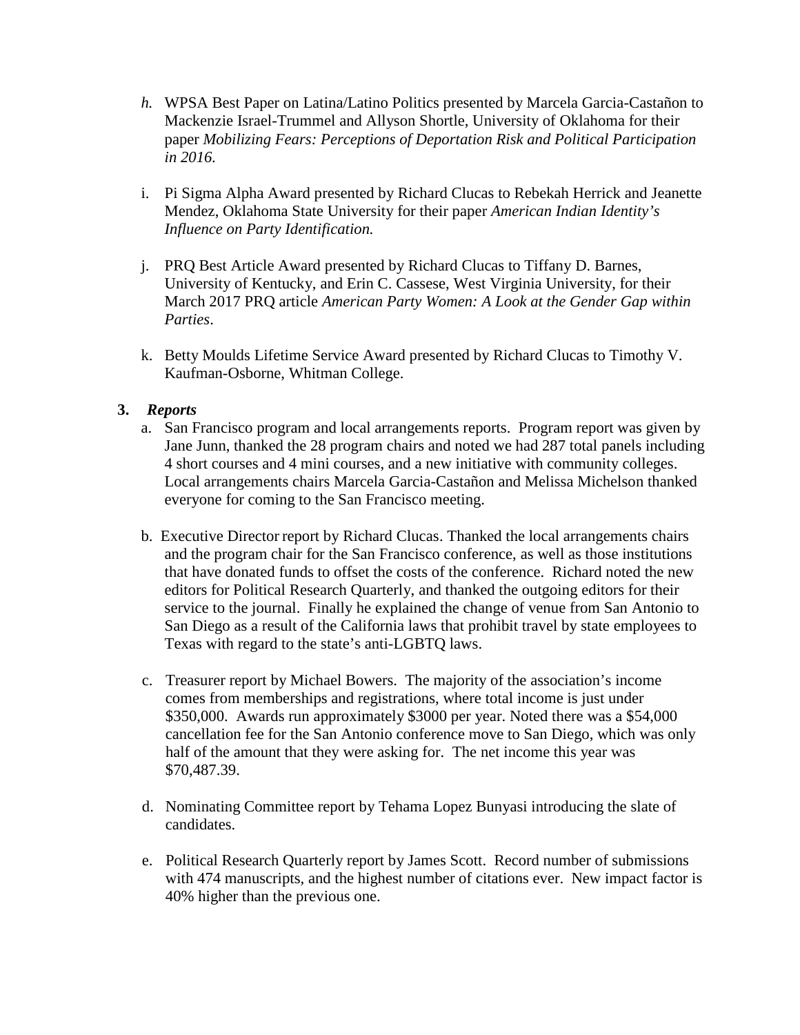*h.* WPSA Best Paper on Latina/Latino Politics presented by Marcela Garcia-Castañon to Mackenzie Israel-Trummel and Allyson Shortle, University of Oklahoma for their paper *Mobilizing Fears: Perceptions of Deportation Risk and Political Participation in 2016.*

i. Pi Sigma Alpha Award presented by Richard Clucas to Rebekah Herrick and Jeanette Mendez, Oklahoma State University for their paper *American Indian Identity's Influence on Party Identification.*

j. PRQ Best Article Award presented by Richard Clucas to Tiffany D. Barnes, University of Kentucky, and Erin C. Cassese, West Virginia University, for their March 2017 PRQ article *American Party Women: A Look at the Gender Gap within Parties*.

k. Betty Moulds Lifetime Service Award presented by Richard Clucas to Timothy V. Kaufman-Osborne, Whitman College.

**3.** ***Reports***

a. San Francisco program and local arrangements reports. Program report was given by Jane Junn, thanked the 28 program chairs and noted we had 287 total panels including 4 short courses and 4 mini courses, and a new initiative with community colleges. Local arrangements chairs Marcela Garcia-Castañon and Melissa Michelson thanked everyone for coming to the San Francisco meeting.

b. Executive Director report by Richard Clucas. Thanked the local arrangements chairs and the program chair for the San Francisco conference, as well as those institutions that have donated funds to offset the costs of the conference. Richard noted the new editors for Political Research Quarterly, and thanked the outgoing editors for their service to the journal. Finally he explained the change of venue from San Antonio to San Diego as a result of the California laws that prohibit travel by state employees to Texas with regard to the state's anti-LGBTQ laws.

c. Treasurer report by Michael Bowers. The majority of the association's income comes from memberships and registrations, where total income is just under $350,000. Awards run approximately $3000 per year. Noted there was a $54,000 cancellation fee for the San Antonio conference move to San Diego, which was only half of the amount that they were asking for. The net income this year was $70,487.39.

d. Nominating Committee report by Tehama Lopez Bunyasi introducing the slate of candidates.

e. Political Research Quarterly report by James Scott. Record number of submissions with 474 manuscripts, and the highest number of citations ever. New impact factor is 40% higher than the previous one.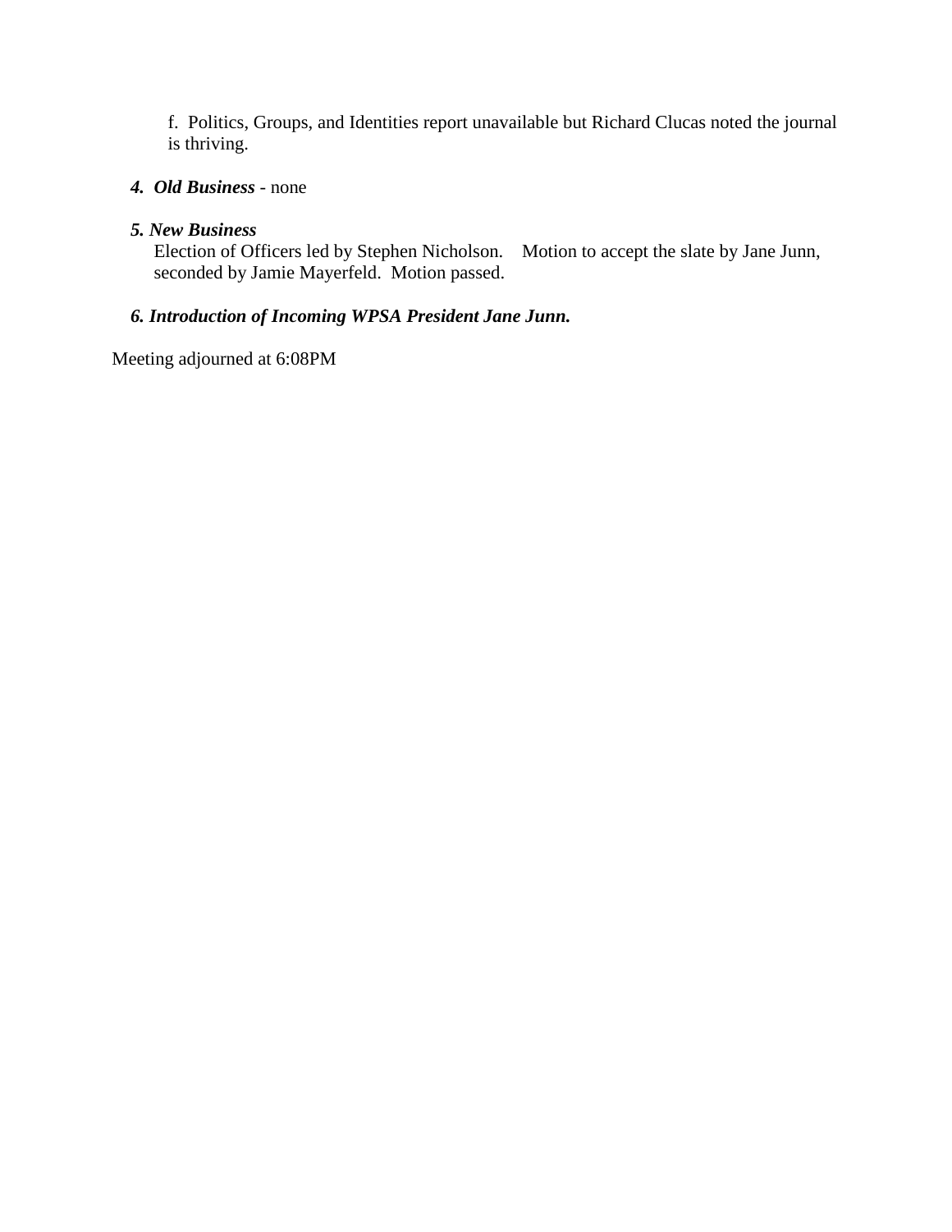f. Politics, Groups, and Identities report unavailable but Richard Clucas noted the journal is thriving.

***4. Old Business*** - none

***5. New Business***

Election of Officers led by Stephen Nicholson. Motion to accept the slate by Jane Junn, seconded by Jamie Mayerfeld. Motion passed.

***6. Introduction of Incoming WPSA President Jane Junn.***

Meeting adjourned at 6:08PM